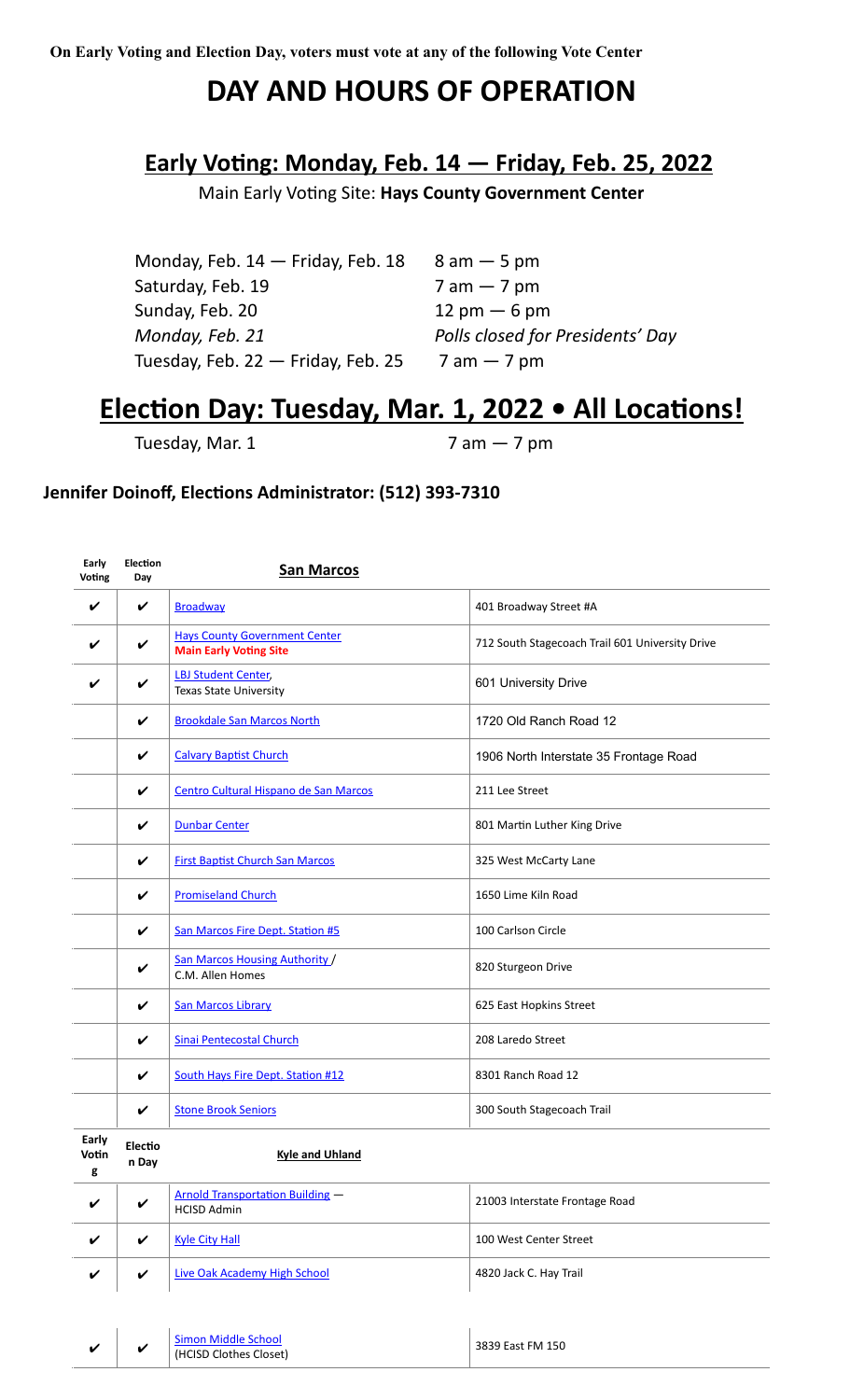**On Early Voting and Election Day, voters must vote at any of the following Vote Center**

# DAY AND HOURS OF OPERATION

## Early Voting: Monday, Feb. 14 — Friday, Feb. 25, 2022

Main Early Voting Site: **Hays County Government Center**

| | |
|---|---|
| Monday, Feb. 14 — Friday, Feb. 18 | 8 am — 5 pm |
| Saturday, Feb. 19 | 7 am — 7 pm |
| Sunday, Feb. 20 | 12 pm — 6 pm |
| *Monday, Feb. 21* | *Polls closed for Presidents' Day* |
| Tuesday, Feb. 22 — Friday, Feb. 25 | 7 am — 7 pm |

## Election Day: Tuesday, Mar. 1, 2022 • All Locations!

| | |
|---|---|
| Tuesday, Mar. 1 | 7 am — 7 pm |

**Jennifer Doinoff, Elections Administrator: (512) 393-7310**

| Early Voting | Election Day | San Marcos | |
|---|---|---|---|
| ✔ | ✔ | Broadway | 401 Broadway Street #A |
| ✔ | ✔ | Hays County Government Center **Main Early Voting Site** | 712 South Stagecoach Trail 601 University Drive |
| ✔ | ✔ | LBJ Student Center, Texas State University | 601 University Drive |
| | ✔ | Brookdale San Marcos North | 1720 Old Ranch Road 12 |
| | ✔ | Calvary Baptist Church | 1906 North Interstate 35 Frontage Road |
| | ✔ | Centro Cultural Hispano de San Marcos | 211 Lee Street |
| | ✔ | Dunbar Center | 801 Martin Luther King Drive |
| | ✔ | First Baptist Church San Marcos | 325 West McCarty Lane |
| | ✔ | Promiseland Church | 1650 Lime Kiln Road |
| | ✔ | San Marcos Fire Dept. Station #5 | 100 Carlson Circle |
| | ✔ | San Marcos Housing Authority / C.M. Allen Homes | 820 Sturgeon Drive |
| | ✔ | San Marcos Library | 625 East Hopkins Street |
| | ✔ | Sinai Pentecostal Church | 208 Laredo Street |
| | ✔ | South Hays Fire Dept. Station #12 | 8301 Ranch Road 12 |
| | ✔ | Stone Brook Seniors | 300 South Stagecoach Trail |

| Early Voting | Election Day | Kyle and Uhland | |
|---|---|---|---|
| ✔ | ✔ | Arnold Transportation Building — HCISD Admin | 21003 Interstate Frontage Road |
| ✔ | ✔ | Kyle City Hall | 100 West Center Street |
| ✔ | ✔ | Live Oak Academy High School | 4820 Jack C. Hay Trail |
| ✔ | ✔ | Simon Middle School (HCISD Clothes Closet) | 3839 East FM 150 |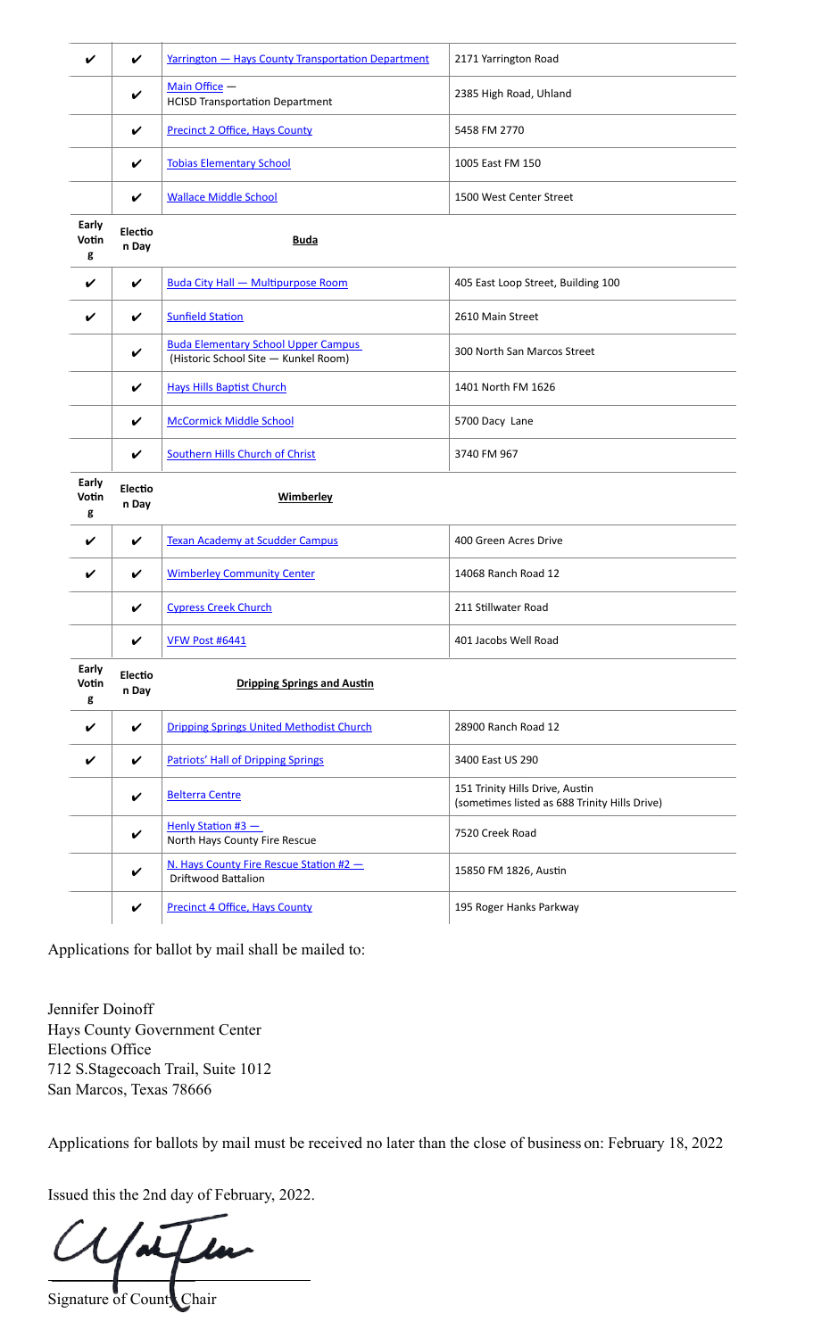| | | | |
|---|---|---|---|
| ✔ | ✔ | Yarrington — Hays County Transportation Department | 2171 Yarrington Road |
| | ✔ | Main Office — HCISD Transportation Department | 2385 High Road, Uhland |
| | ✔ | Precinct 2 Office, Hays County | 5458 FM 2770 |
| | ✔ | Tobias Elementary School | 1005 East FM 150 |
| | ✔ | Wallace Middle School | 1500 West Center Street |
| **Early Voting** | **Election Day** | **Buda** | |
| ✔ | ✔ | Buda City Hall — Multipurpose Room | 405 East Loop Street, Building 100 |
| ✔ | ✔ | Sunfield Station | 2610 Main Street |
| | ✔ | Buda Elementary School Upper Campus (Historic School Site — Kunkel Room) | 300 North San Marcos Street |
| | ✔ | Hays Hills Baptist Church | 1401 North FM 1626 |
| | ✔ | McCormick Middle School | 5700 Dacy Lane |
| | ✔ | Southern Hills Church of Christ | 3740 FM 967 |
| **Early Voting** | **Election Day** | **Wimberley** | |
| ✔ | ✔ | Texan Academy at Scudder Campus | 400 Green Acres Drive |
| ✔ | ✔ | Wimberley Community Center | 14068 Ranch Road 12 |
| | ✔ | Cypress Creek Church | 211 Stillwater Road |
| | ✔ | VFW Post #6441 | 401 Jacobs Well Road |
| **Early Voting** | **Election Day** | **Dripping Springs and Austin** | |
| ✔ | ✔ | Dripping Springs United Methodist Church | 28900 Ranch Road 12 |
| ✔ | ✔ | Patriots' Hall of Dripping Springs | 3400 East US 290 |
| | ✔ | Belterra Centre | 151 Trinity Hills Drive, Austin (sometimes listed as 688 Trinity Hills Drive) |
| | ✔ | Henly Station #3 — North Hays County Fire Rescue | 7520 Creek Road |
| | ✔ | N. Hays County Fire Rescue Station #2 — Driftwood Battalion | 15850 FM 1826, Austin |
| | ✔ | Precinct 4 Office, Hays County | 195 Roger Hanks Parkway |

Applications for ballot by mail shall be mailed to:

Jennifer Doinoff
Hays County Government Center
Elections Office
712 S.Stagecoach Trail, Suite 1012
San Marcos, Texas 78666

Applications for ballots by mail must be received no later than the close of business on: February 18, 2022

Issued this the 2nd day of February, 2022.

Signature of County Chair